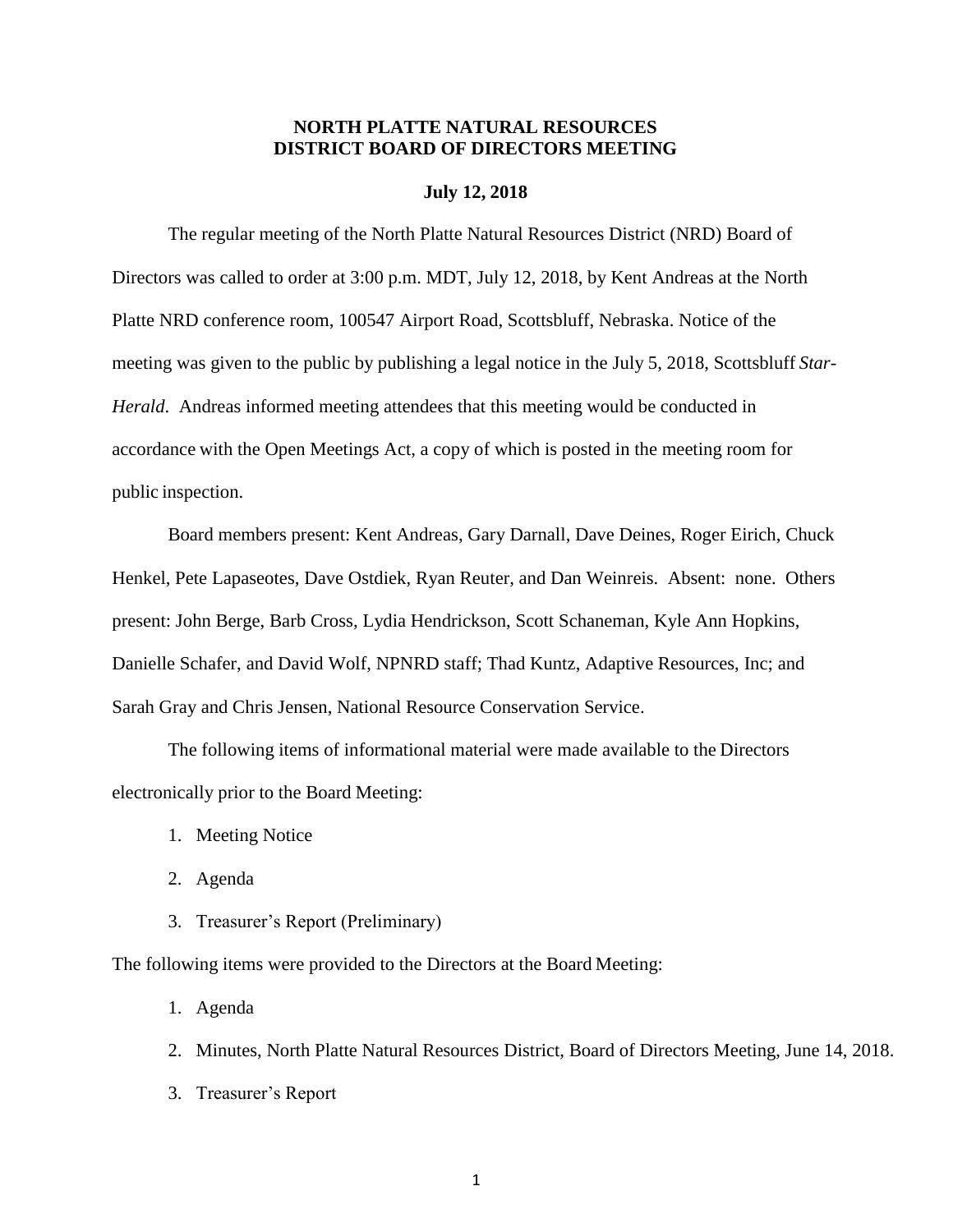# NORTH PLATTE NATURAL RESOURCES DISTRICT BOARD OF DIRECTORS MEETING

**July 12, 2018**

The regular meeting of the North Platte Natural Resources District (NRD) Board of Directors was called to order at 3:00 p.m. MDT, July 12, 2018, by Kent Andreas at the North Platte NRD conference room, 100547 Airport Road, Scottsbluff, Nebraska. Notice of the meeting was given to the public by publishing a legal notice in the July 5, 2018, Scottsbluff *Star-Herald*. Andreas informed meeting attendees that this meeting would be conducted in accordance with the Open Meetings Act, a copy of which is posted in the meeting room for public inspection.

Board members present: Kent Andreas, Gary Darnall, Dave Deines, Roger Eirich, Chuck Henkel, Pete Lapaseotes, Dave Ostdiek, Ryan Reuter, and Dan Weinreis. Absent: none. Others present: John Berge, Barb Cross, Lydia Hendrickson, Scott Schaneman, Kyle Ann Hopkins, Danielle Schafer, and David Wolf, NPNRD staff; Thad Kuntz, Adaptive Resources, Inc; and Sarah Gray and Chris Jensen, National Resource Conservation Service.

The following items of informational material were made available to the Directors electronically prior to the Board Meeting:

1. Meeting Notice
2. Agenda
3. Treasurer's Report (Preliminary)

The following items were provided to the Directors at the Board Meeting:

1. Agenda
2. Minutes, North Platte Natural Resources District, Board of Directors Meeting, June 14, 2018.
3. Treasurer's Report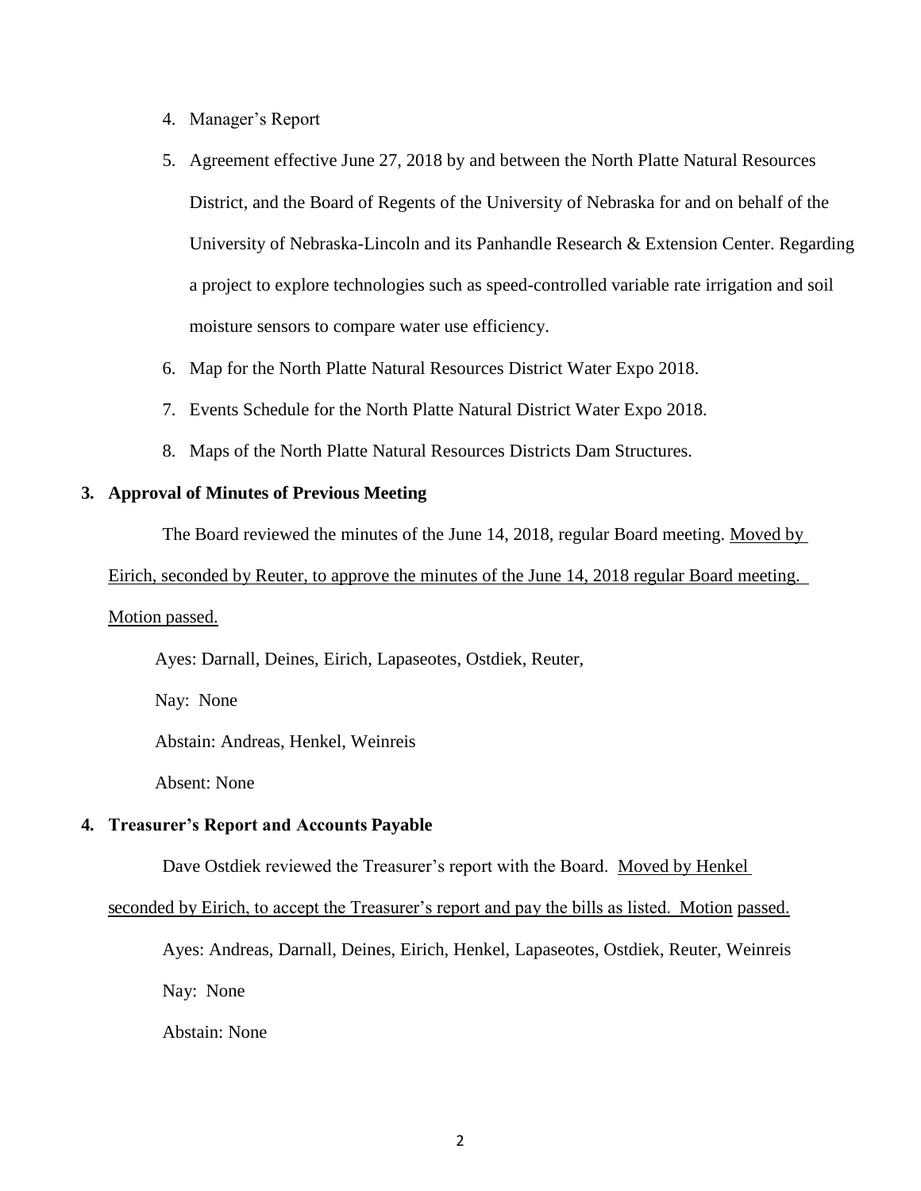4. Manager's Report
5. Agreement effective June 27, 2018 by and between the North Platte Natural Resources District, and the Board of Regents of the University of Nebraska for and on behalf of the University of Nebraska-Lincoln and its Panhandle Research & Extension Center. Regarding a project to explore technologies such as speed-controlled variable rate irrigation and soil moisture sensors to compare water use efficiency.
6. Map for the North Platte Natural Resources District Water Expo 2018.
7. Events Schedule for the North Platte Natural District Water Expo 2018.
8. Maps of the North Platte Natural Resources Districts Dam Structures.

**3. Approval of Minutes of Previous Meeting**

The Board reviewed the minutes of the June 14, 2018, regular Board meeting. Moved by Eirich, seconded by Reuter, to approve the minutes of the June 14, 2018 regular Board meeting. Motion passed.

Ayes: Darnall, Deines, Eirich, Lapaseotes, Ostdiek, Reuter,

Nay: None

Abstain: Andreas, Henkel, Weinreis

Absent: None

**4. Treasurer's Report and Accounts Payable**

Dave Ostdiek reviewed the Treasurer's report with the Board. Moved by Henkel seconded by Eirich, to accept the Treasurer's report and pay the bills as listed. Motion passed.

Ayes: Andreas, Darnall, Deines, Eirich, Henkel, Lapaseotes, Ostdiek, Reuter, Weinreis

Nay: None

Abstain: None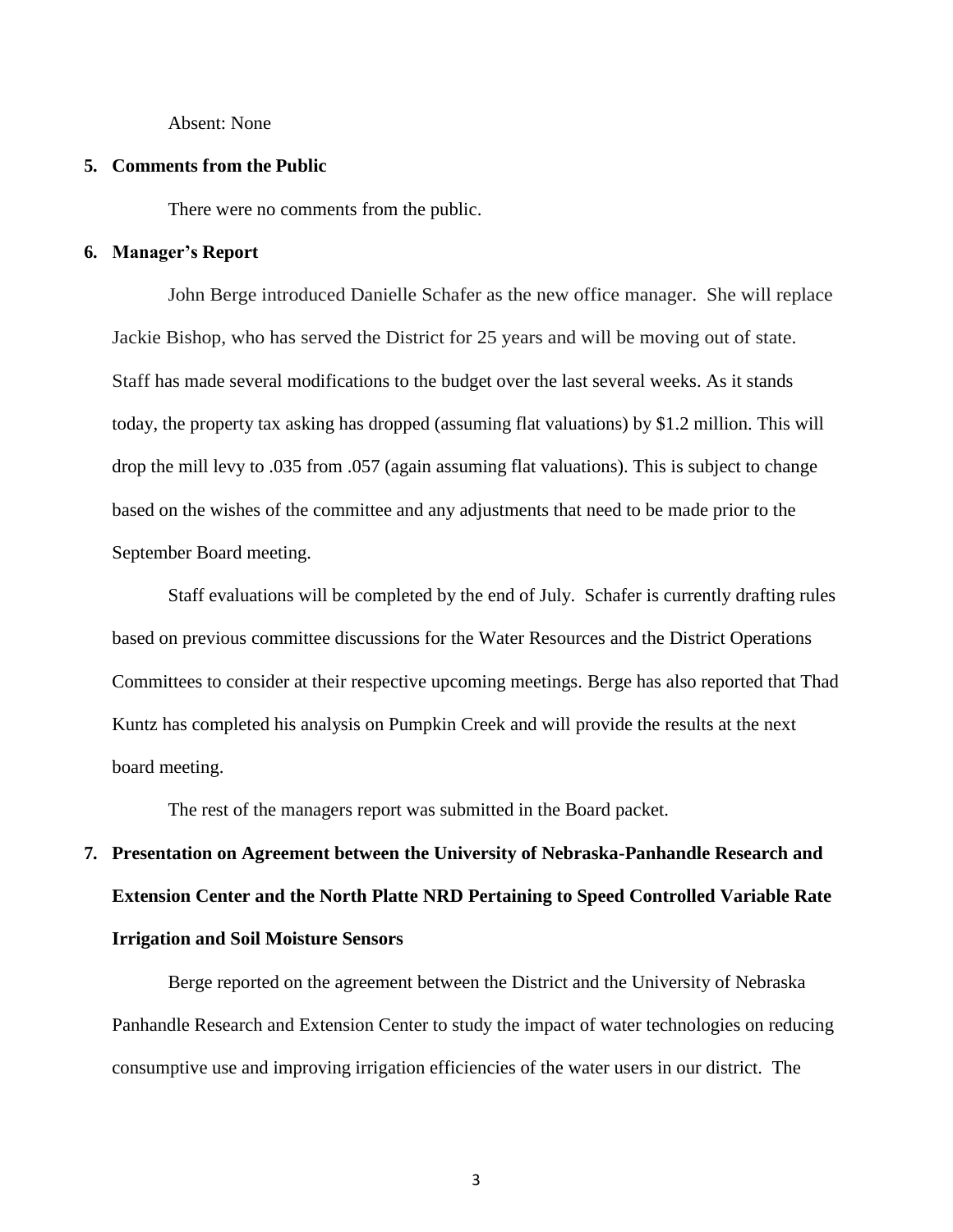Absent: None

**5. Comments from the Public**

There were no comments from the public.

**6. Manager's Report**

John Berge introduced Danielle Schafer as the new office manager. She will replace Jackie Bishop, who has served the District for 25 years and will be moving out of state. Staff has made several modifications to the budget over the last several weeks. As it stands today, the property tax asking has dropped (assuming flat valuations) by $1.2 million. This will drop the mill levy to .035 from .057 (again assuming flat valuations). This is subject to change based on the wishes of the committee and any adjustments that need to be made prior to the September Board meeting.

Staff evaluations will be completed by the end of July. Schafer is currently drafting rules based on previous committee discussions for the Water Resources and the District Operations Committees to consider at their respective upcoming meetings. Berge has also reported that Thad Kuntz has completed his analysis on Pumpkin Creek and will provide the results at the next board meeting.

The rest of the managers report was submitted in the Board packet.

**7. Presentation on Agreement between the University of Nebraska-Panhandle Research and Extension Center and the North Platte NRD Pertaining to Speed Controlled Variable Rate Irrigation and Soil Moisture Sensors**

Berge reported on the agreement between the District and the University of Nebraska Panhandle Research and Extension Center to study the impact of water technologies on reducing consumptive use and improving irrigation efficiencies of the water users in our district. The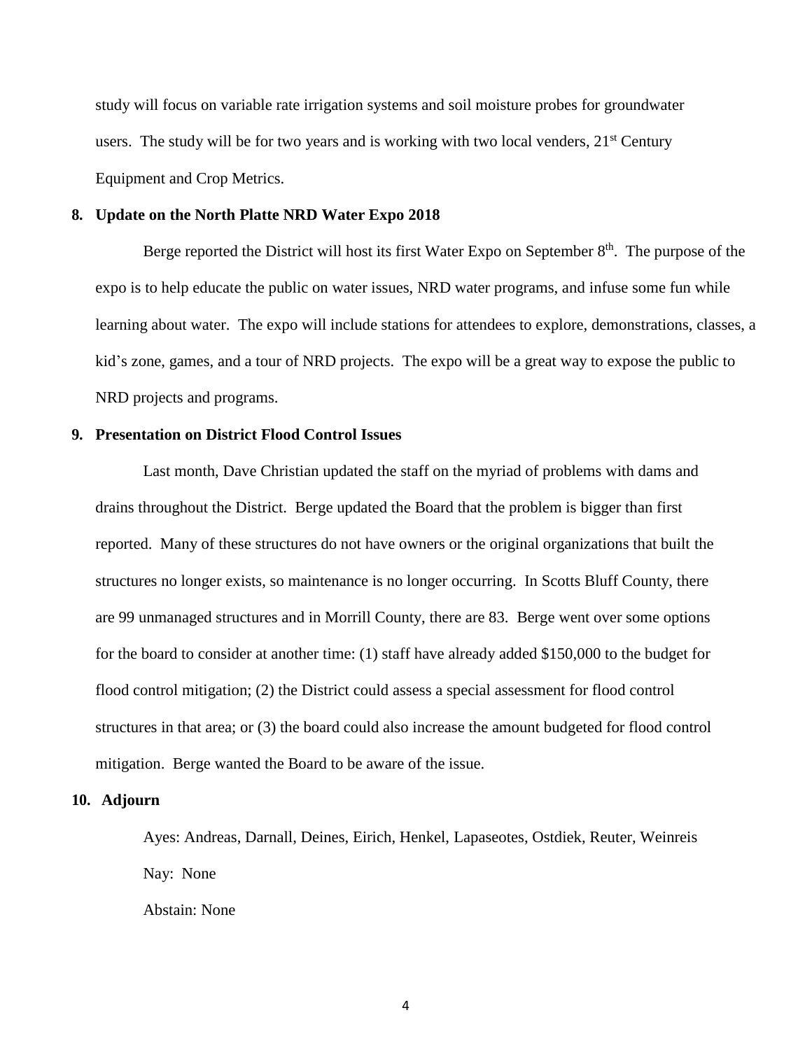study will focus on variable rate irrigation systems and soil moisture probes for groundwater users. The study will be for two years and is working with two local venders, 21st Century Equipment and Crop Metrics.

**8. Update on the North Platte NRD Water Expo 2018**

Berge reported the District will host its first Water Expo on September 8th. The purpose of the expo is to help educate the public on water issues, NRD water programs, and infuse some fun while learning about water. The expo will include stations for attendees to explore, demonstrations, classes, a kid's zone, games, and a tour of NRD projects. The expo will be a great way to expose the public to NRD projects and programs.

**9. Presentation on District Flood Control Issues**

Last month, Dave Christian updated the staff on the myriad of problems with dams and drains throughout the District. Berge updated the Board that the problem is bigger than first reported. Many of these structures do not have owners or the original organizations that built the structures no longer exists, so maintenance is no longer occurring. In Scotts Bluff County, there are 99 unmanaged structures and in Morrill County, there are 83. Berge went over some options for the board to consider at another time: (1) staff have already added $150,000 to the budget for flood control mitigation; (2) the District could assess a special assessment for flood control structures in that area; or (3) the board could also increase the amount budgeted for flood control mitigation. Berge wanted the Board to be aware of the issue.

**10. Adjourn**

Ayes: Andreas, Darnall, Deines, Eirich, Henkel, Lapaseotes, Ostdiek, Reuter, Weinreis

Nay: None

Abstain: None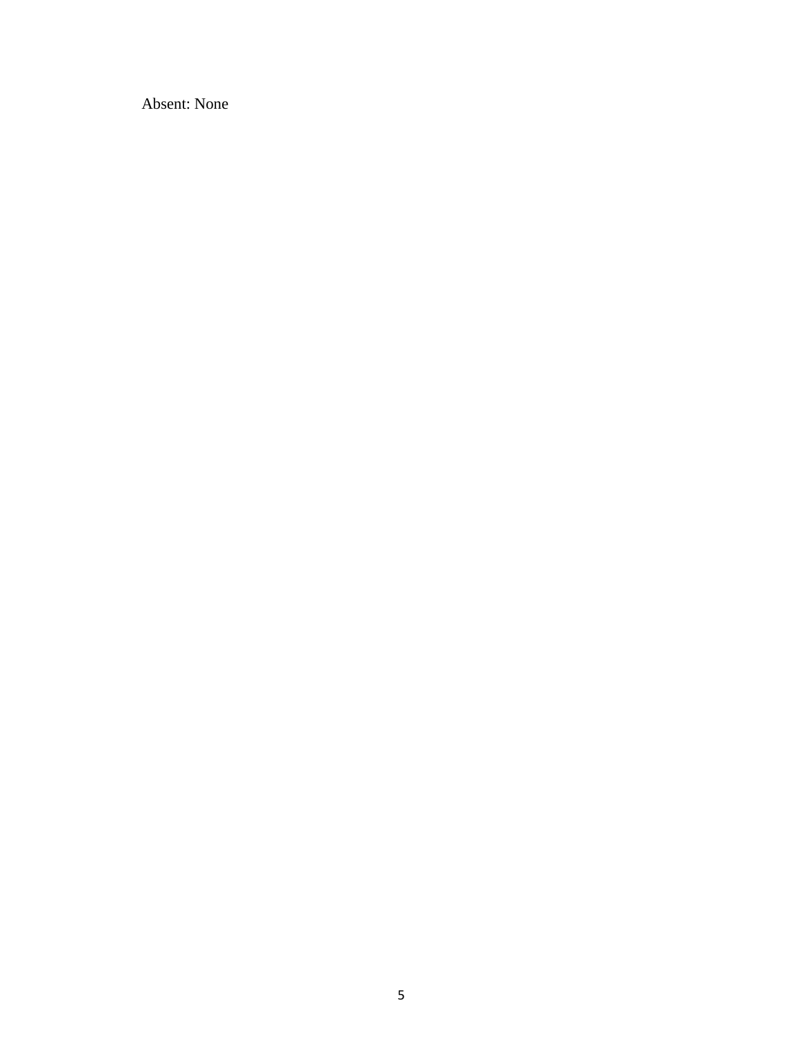Absent: None